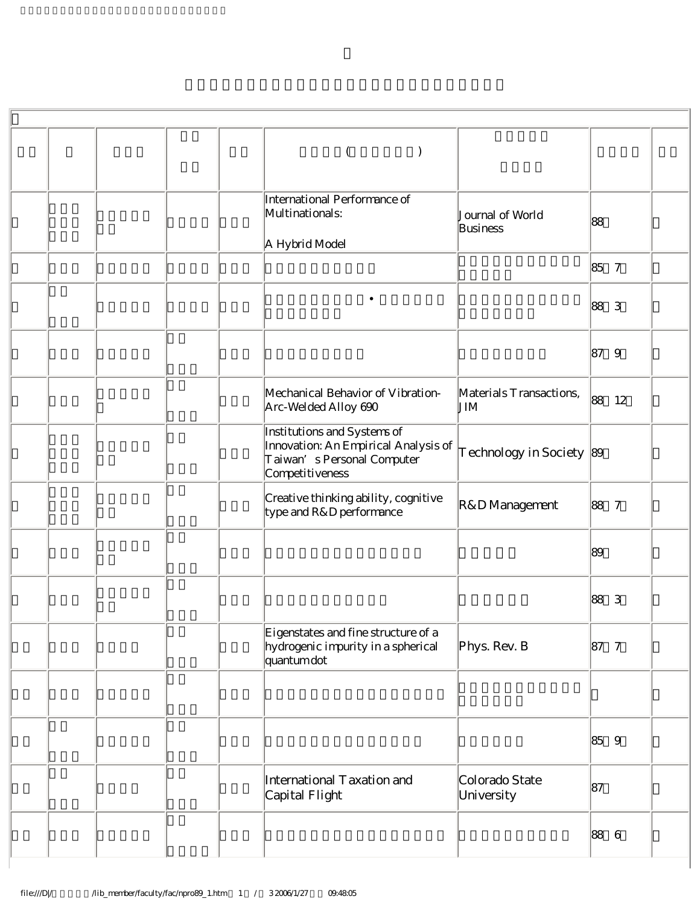| | | | | | | | | |
|---|---|---|---|---|---|---|---|---|
| | | | | | International Performance of Multinationals: A Hybrid Model | Journal of World Business | 88 | |
| | | | | | | | 85 7 | |
| | | | | | • | | 88 3 | |
| | | | | | | | 87 9 | |
| | | | | | Mechanical Behavior of Vibration-Arc-Welded Alloy 690 | Materials Transactions, JIM | 88 12 | |
| | | | | | Institutions and Systems of Innovation: An Empirical Analysis of Taiwan's Personal Computer Competitiveness | Technology in Society | 89 | |
| | | | | | Creative thinking ability, cognitive type and R&D performance | R&D Management | 88 7 | |
| | | | | | | | 89 | |
| | | | | | | | 88 3 | |
| | | | | | Eigenstates and fine structure of a hydrogenic impurity in a spherical quantum dot | Phys. Rev. B | 87 7 | |
| | | | | | | | | |
| | | | | | | | 85 9 | |
| | | | | | International Taxation and Capital Flight | Colorado State University | 87 | |
| | | | | | | | 88 6 | |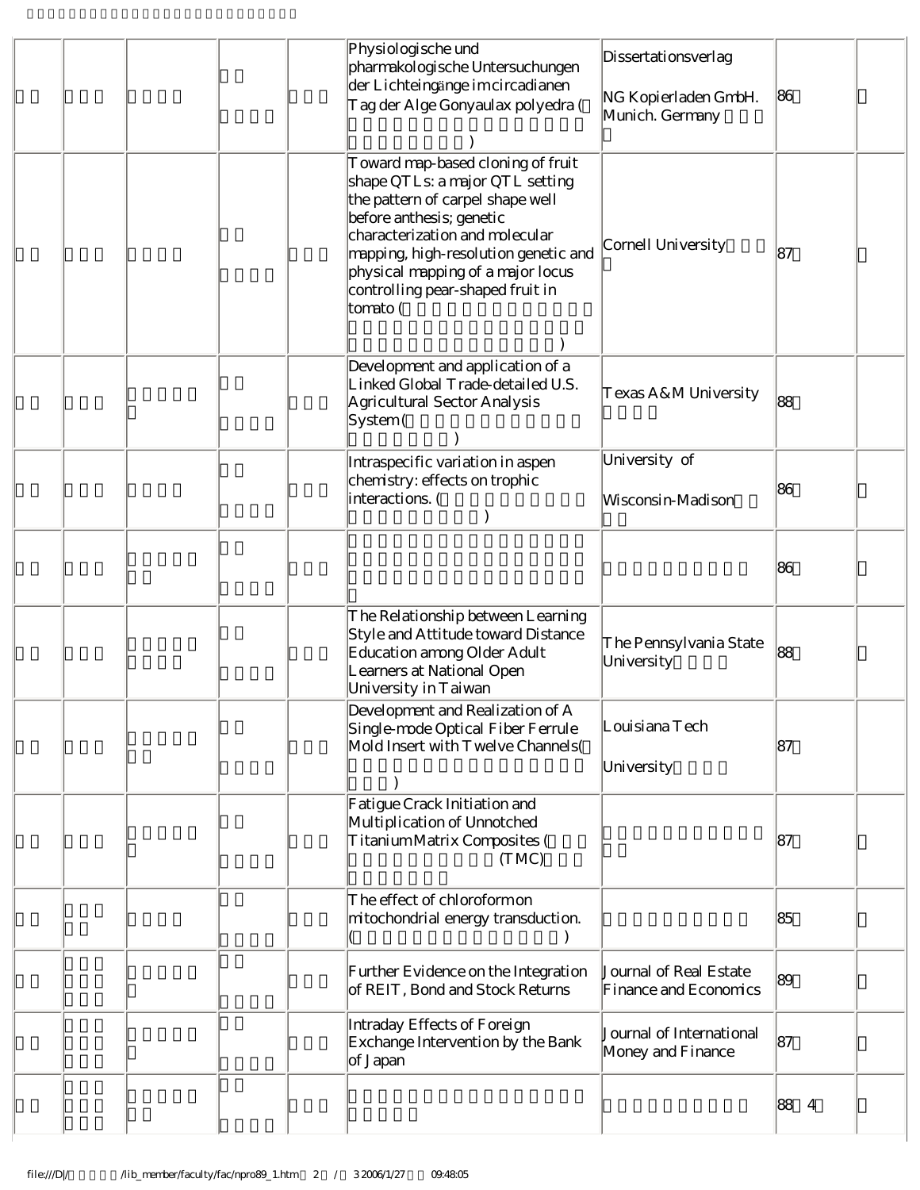| | | | | | | | | |
|---|---|---|---|---|---|---|---|---|
| | | | | | Physiologische und pharmakologische Untersuchungen der Lichteingänge im circadianen Tag der Alge Gonyaulax polyedra ( ) | Dissertationsverlag NG Kopierladen GmbH. Munich. Germany | 86 | |
| | | | | | Toward map-based cloning of fruit shape QTLs: a major QTL setting the pattern of carpel shape well before anthesis; genetic characterization and molecular mapping, high-resolution genetic and physical mapping of a major locus controlling pear-shaped fruit in tomato ( ) | Cornell University | 87 | |
| | | | | | Development and application of a Linked Global Trade-detailed U.S. Agricultural Sector Analysis System ( ) | Texas A&M University | 88 | |
| | | | | | Intraspecific variation in aspen chemistry: effects on trophic interactions. ( ) | University of Wisconsin-Madison | 86 | |
| | | | | | | | 86 | |
| | | | | | The Relationship between Learning Style and Attitude toward Distance Education among Older Adult Learners at National Open University in Taiwan | The Pennsylvania State University | 88 | |
| | | | | | Development and Realization of A Single-mode Optical Fiber Ferrule Mold Insert with Twelve Channels( ) | Louisiana Tech University | 87 | |
| | | | | | Fatigue Crack Initiation and Multiplication of Unnotched Titanium Matrix Composites ( (TMC) ) | | 87 | |
| | | | | | The effect of chloroform on mitochondrial energy transduction. ( ) | | 85 | |
| | | | | | Further Evidence on the Integration of REIT, Bond and Stock Returns | Journal of Real Estate Finance and Economics | 89 | |
| | | | | | Intraday Effects of Foreign Exchange Intervention by the Bank of Japan | Journal of International Money and Finance | 87 | |
| | | | | | | | 88 4 | |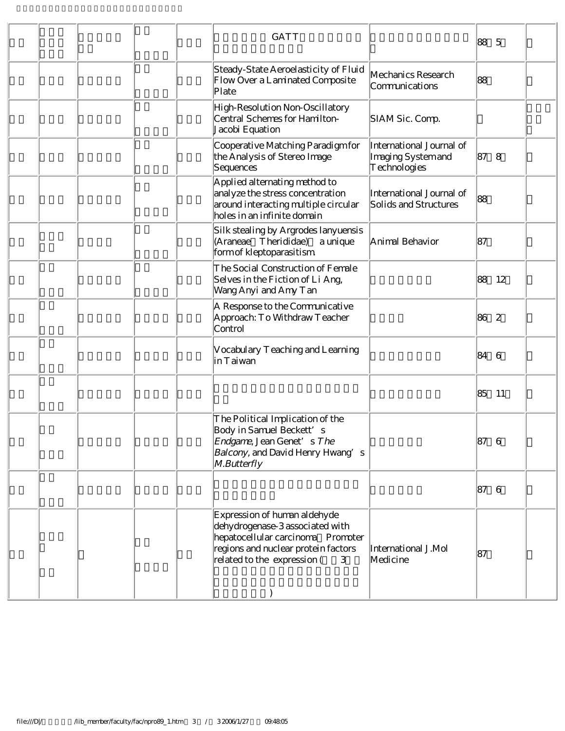| | | | | | | | | |
|---|---|---|---|---|---|---|---|---|
| | | | | | GATT | | 88 5 | |
| | | | | | Steady-State Aeroelasticity of Fluid Flow Over a Laminated Composite Plate | Mechanics Research Communications | 88 | |
| | | | | | High-Resolution Non-Oscillatory Central Schemes for Hamilton-Jacobi Equation | SIAM Sic. Comp. | | |
| | | | | | Cooperative Matching Paradigm for the Analysis of Stereo Image Sequences | International Journal of Imaging System and Technologies | 87 8 | |
| | | | | | Applied alternating method to analyze the stress concentration around interacting multiple circular holes in an infinite domain | International Journal of Solids and Structures | 88 | |
| | | | | | Silk stealing by Argrodes lanyuensis (Araneae Therididae) a unique form of kleptoparasitism. | Animal Behavior | 87 | |
| | | | | | The Social Construction of Female Selves in the Fiction of Li Ang, Wang Anyi and Amy Tan | | 88 12 | |
| | | | | | A Response to the Communicative Approach: To Withdraw Teacher Control | | 86 2 | |
| | | | | | Vocabulary Teaching and Learning in Taiwan | | 84 6 | |
| | | | | | | | 85 11 | |
| | | | | | The Political Implication of the Body in Samuel Beckett's *Endgame*, Jean Genet's *The Balcony*, and David Henry Hwang's *M.Butterfly* | | 87 6 | |
| | | | | | | | 87 6 | |
| | | | | | Expression of human aldehyde dehydrogenase-3 associated with hepatocellular carcinoma Promoter regions and nuclear protein factors related to the expression ( 3 ) | International J.Mol Medicine | 87 | |